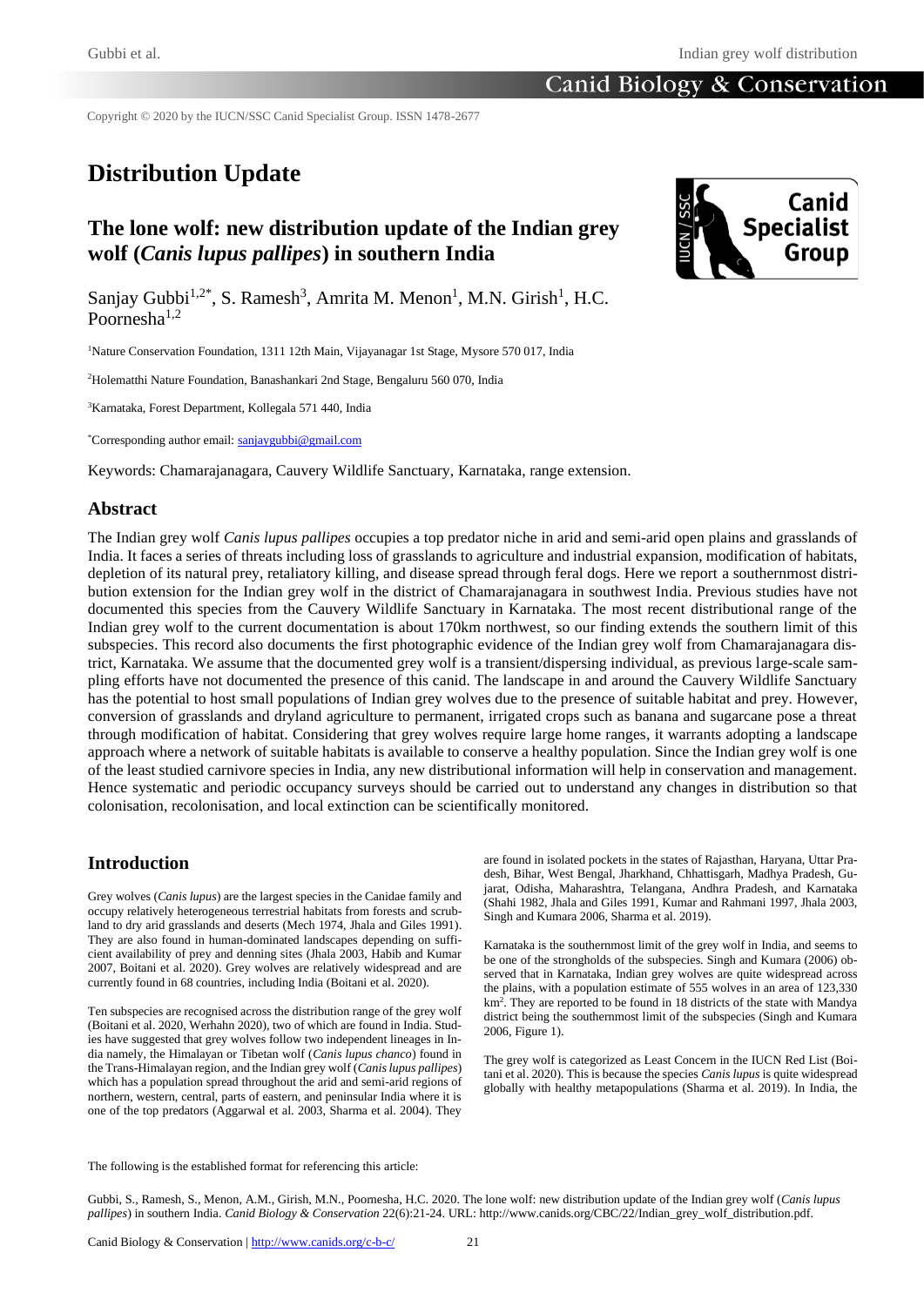Copyright © 2020 by the IUCN/SSC Canid Specialist Group. ISSN 1478-2677

# Distribution Update

## The lone wolf: new distribution update of the Indian grey wolf (*Canis lupus pallipes*) in southern India

Sanjay Gubbi[1,2*], S. Ramesh[3], Amrita M. Menon[1], M.N. Girish[1], H.C. Poornesha[1,2]

[1]Nature Conservation Foundation, 1311 12th Main, Vijayanagar 1st Stage, Mysore 570 017, India

[2]Holematthi Nature Foundation, Banashankari 2nd Stage, Bengaluru 560 070, India

[3]Karnataka, Forest Department, Kollegala 571 440, India

[*]Corresponding author email: sanjaygubbi@gmail.com

Keywords: Chamarajanagara, Cauvery Wildlife Sanctuary, Karnataka, range extension.

## Abstract

The Indian grey wolf *Canis lupus pallipes* occupies a top predator niche in arid and semi-arid open plains and grasslands of India. It faces a series of threats including loss of grasslands to agriculture and industrial expansion, modification of habitats, depletion of its natural prey, retaliatory killing, and disease spread through feral dogs. Here we report a southernmost distribution extension for the Indian grey wolf in the district of Chamarajanagara in southwest India. Previous studies have not documented this species from the Cauvery Wildlife Sanctuary in Karnataka. The most recent distributional range of the Indian grey wolf to the current documentation is about 170km northwest, so our finding extends the southern limit of this subspecies. This record also documents the first photographic evidence of the Indian grey wolf from Chamarajanagara district, Karnataka. We assume that the documented grey wolf is a transient/dispersing individual, as previous large-scale sampling efforts have not documented the presence of this canid. The landscape in and around the Cauvery Wildlife Sanctuary has the potential to host small populations of Indian grey wolves due to the presence of suitable habitat and prey. However, conversion of grasslands and dryland agriculture to permanent, irrigated crops such as banana and sugarcane pose a threat through modification of habitat. Considering that grey wolves require large home ranges, it warrants adopting a landscape approach where a network of suitable habitats is available to conserve a healthy population. Since the Indian grey wolf is one of the least studied carnivore species in India, any new distributional information will help in conservation and management. Hence systematic and periodic occupancy surveys should be carried out to understand any changes in distribution so that colonisation, recolonisation, and local extinction can be scientifically monitored.

## Introduction

Grey wolves (*Canis lupus*) are the largest species in the Canidae family and occupy relatively heterogeneous terrestrial habitats from forests and scrubland to dry arid grasslands and deserts (Mech 1974, Jhala and Giles 1991). They are also found in human-dominated landscapes depending on sufficient availability of prey and denning sites (Jhala 2003, Habib and Kumar 2007, Boitani et al. 2020). Grey wolves are relatively widespread and are currently found in 68 countries, including India (Boitani et al. 2020).

Ten subspecies are recognised across the distribution range of the grey wolf (Boitani et al. 2020, Werhahn 2020), two of which are found in India. Studies have suggested that grey wolves follow two independent lineages in India namely, the Himalayan or Tibetan wolf (*Canis lupus chanco*) found in the Trans-Himalayan region, and the Indian grey wolf (*Canis lupus pallipes*) which has a population spread throughout the arid and semi-arid regions of northern, western, central, parts of eastern, and peninsular India where it is one of the top predators (Aggarwal et al. 2003, Sharma et al. 2004). They are found in isolated pockets in the states of Rajasthan, Haryana, Uttar Pradesh, Bihar, West Bengal, Jharkhand, Chhattisgarh, Madhya Pradesh, Gujarat, Odisha, Maharashtra, Telangana, Andhra Pradesh, and Karnataka (Shahi 1982, Jhala and Giles 1991, Kumar and Rahmani 1997, Jhala 2003, Singh and Kumara 2006, Sharma et al. 2019).

Karnataka is the southernmost limit of the grey wolf in India, and seems to be one of the strongholds of the subspecies. Singh and Kumara (2006) observed that in Karnataka, Indian grey wolves are quite widespread across the plains, with a population estimate of 555 wolves in an area of 123,330 km$^2$. They are reported to be found in 18 districts of the state with Mandya district being the southernmost limit of the subspecies (Singh and Kumara 2006, Figure 1).

The grey wolf is categorized as Least Concern in the IUCN Red List (Boitani et al. 2020). This is because the species *Canis lupus* is quite widespread globally with healthy metapopulations (Sharma et al. 2019). In India, the

The following is the established format for referencing this article:

Gubbi, S., Ramesh, S., Menon, A.M., Girish, M.N., Poornesha, H.C. 2020. The lone wolf: new distribution update of the Indian grey wolf (*Canis lupus pallipes*) in southern India. *Canid Biology & Conservation* 22(6):21-24. URL: http://www.canids.org/CBC/22/Indian_grey_wolf_distribution.pdf.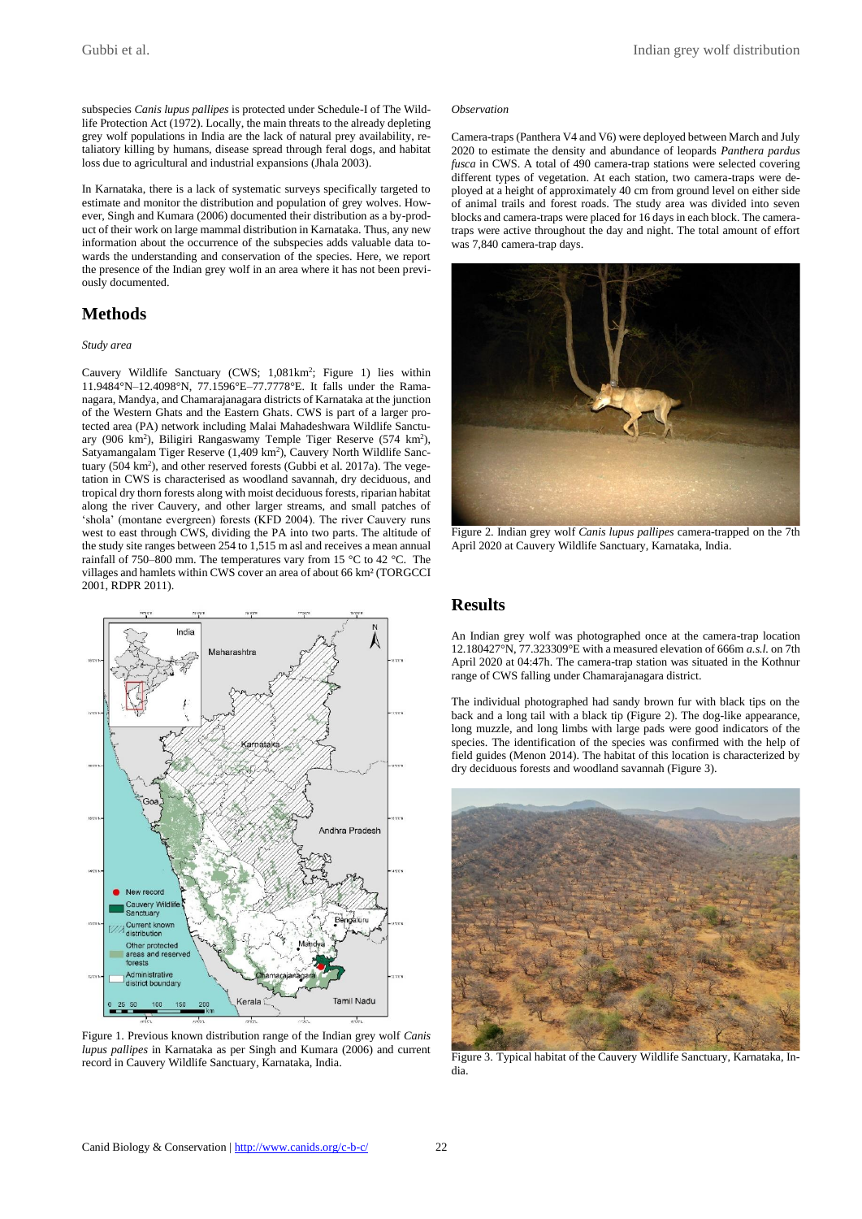subspecies *Canis lupus pallipes* is protected under Schedule-I of The Wildlife Protection Act (1972). Locally, the main threats to the already depleting grey wolf populations in India are the lack of natural prey availability, retaliatory killing by humans, disease spread through feral dogs, and habitat loss due to agricultural and industrial expansions (Jhala 2003).

In Karnataka, there is a lack of systematic surveys specifically targeted to estimate and monitor the distribution and population of grey wolves. However, Singh and Kumara (2006) documented their distribution as a by-product of their work on large mammal distribution in Karnataka. Thus, any new information about the occurrence of the subspecies adds valuable data towards the understanding and conservation of the species. Here, we report the presence of the Indian grey wolf in an area where it has not been previously documented.

## Methods

*Study area*

Cauvery Wildlife Sanctuary (CWS; 1,081km$^2$; Figure 1) lies within 11.9484°N–12.4098°N, 77.1596°E–77.7778°E. It falls under the Ramanagara, Mandya, and Chamarajanagara districts of Karnataka at the junction of the Western Ghats and the Eastern Ghats. CWS is part of a larger protected area (PA) network including Malai Mahadeshwara Wildlife Sanctuary (906 km$^2$), Biligiri Rangaswamy Temple Tiger Reserve (574 km$^2$), Satyamangalam Tiger Reserve (1,409 km$^2$), Cauvery North Wildlife Sanctuary (504 km$^2$), and other reserved forests (Gubbi et al. 2017a). The vegetation in CWS is characterised as woodland savannah, dry deciduous, and tropical dry thorn forests along with moist deciduous forests, riparian habitat along the river Cauvery, and other larger streams, and small patches of 'shola' (montane evergreen) forests (KFD 2004). The river Cauvery runs west to east through CWS, dividing the PA into two parts. The altitude of the study site ranges between 254 to 1,515 m asl and receives a mean annual rainfall of 750–800 mm. The temperatures vary from 15 °C to 42 °C. The villages and hamlets within CWS cover an area of about 66 km² (TORGCCI 2001, RDPR 2011).

Figure 1. Previous known distribution range of the Indian grey wolf *Canis lupus pallipes* in Karnataka as per Singh and Kumara (2006) and current record in Cauvery Wildlife Sanctuary, Karnataka, India.

*Observation*

Camera-traps (Panthera V4 and V6) were deployed between March and July 2020 to estimate the density and abundance of leopards *Panthera pardus fusca* in CWS. A total of 490 camera-trap stations were selected covering different types of vegetation. At each station, two camera-traps were deployed at a height of approximately 40 cm from ground level on either side of animal trails and forest roads. The study area was divided into seven blocks and camera-traps were placed for 16 days in each block. The camera-traps were active throughout the day and night. The total amount of effort was 7,840 camera-trap days.

Figure 2. Indian grey wolf *Canis lupus pallipes* camera-trapped on the 7th April 2020 at Cauvery Wildlife Sanctuary, Karnataka, India.

## Results

An Indian grey wolf was photographed once at the camera-trap location 12.180427°N, 77.323309°E with a measured elevation of 666m *a.s.l.* on 7th April 2020 at 04:47h. The camera-trap station was situated in the Kothnur range of CWS falling under Chamarajanagara district.

The individual photographed had sandy brown fur with black tips on the back and a long tail with a black tip (Figure 2). The dog-like appearance, long muzzle, and long limbs with large pads were good indicators of the species. The identification of the species was confirmed with the help of field guides (Menon 2014). The habitat of this location is characterized by dry deciduous forests and woodland savannah (Figure 3).

Figure 3. Typical habitat of the Cauvery Wildlife Sanctuary, Karnataka, India.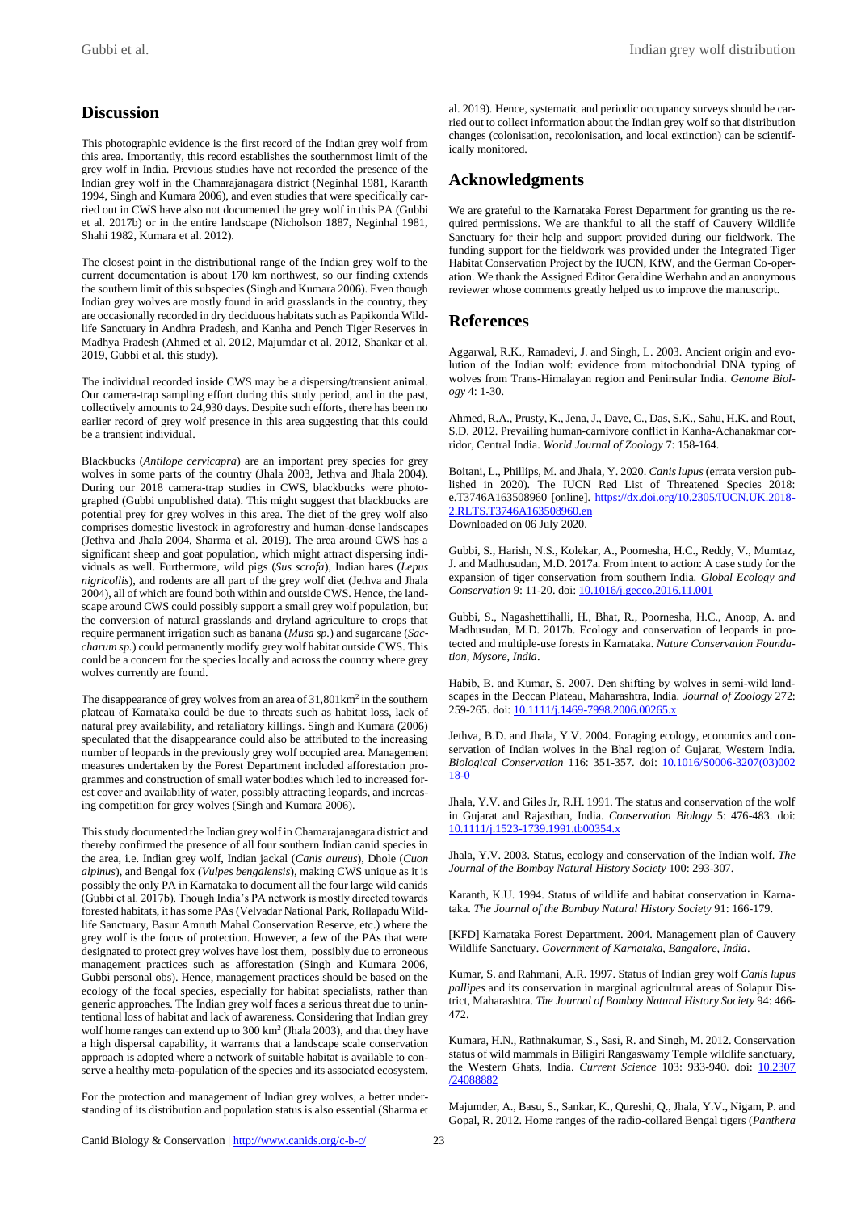## Discussion

This photographic evidence is the first record of the Indian grey wolf from this area. Importantly, this record establishes the southernmost limit of the grey wolf in India. Previous studies have not recorded the presence of the Indian grey wolf in the Chamarajanagara district (Neginhal 1981, Karanth 1994, Singh and Kumara 2006), and even studies that were specifically carried out in CWS have also not documented the grey wolf in this PA (Gubbi et al. 2017b) or in the entire landscape (Nicholson 1887, Neginhal 1981, Shahi 1982, Kumara et al. 2012).

The closest point in the distributional range of the Indian grey wolf to the current documentation is about 170 km northwest, so our finding extends the southern limit of this subspecies (Singh and Kumara 2006). Even though Indian grey wolves are mostly found in arid grasslands in the country, they are occasionally recorded in dry deciduous habitats such as Papikonda Wildlife Sanctuary in Andhra Pradesh, and Kanha and Pench Tiger Reserves in Madhya Pradesh (Ahmed et al. 2012, Majumdar et al. 2012, Shankar et al. 2019, Gubbi et al. this study).

The individual recorded inside CWS may be a dispersing/transient animal. Our camera-trap sampling effort during this study period, and in the past, collectively amounts to 24,930 days. Despite such efforts, there has been no earlier record of grey wolf presence in this area suggesting that this could be a transient individual.

Blackbucks (*Antilope cervicapra*) are an important prey species for grey wolves in some parts of the country (Jhala 2003, Jethva and Jhala 2004). During our 2018 camera-trap studies in CWS, blackbucks were photographed (Gubbi unpublished data). This might suggest that blackbucks are potential prey for grey wolves in this area. The diet of the grey wolf also comprises domestic livestock in agroforestry and human-dense landscapes (Jethva and Jhala 2004, Sharma et al. 2019). The area around CWS has a significant sheep and goat population, which might attract dispersing individuals as well. Furthermore, wild pigs (*Sus scrofa*), Indian hares (*Lepus nigricollis*), and rodents are all part of the grey wolf diet (Jethva and Jhala 2004), all of which are found both within and outside CWS. Hence, the landscape around CWS could possibly support a small grey wolf population, but the conversion of natural grasslands and dryland agriculture to crops that require permanent irrigation such as banana (*Musa sp.*) and sugarcane (*Saccharum sp.*) could permanently modify grey wolf habitat outside CWS. This could be a concern for the species locally and across the country where grey wolves currently are found.

The disappearance of grey wolves from an area of 31,801km$^2$ in the southern plateau of Karnataka could be due to threats such as habitat loss, lack of natural prey availability, and retaliatory killings. Singh and Kumara (2006) speculated that the disappearance could also be attributed to the increasing number of leopards in the previously grey wolf occupied area. Management measures undertaken by the Forest Department included afforestation programmes and construction of small water bodies which led to increased forest cover and availability of water, possibly attracting leopards, and increasing competition for grey wolves (Singh and Kumara 2006).

This study documented the Indian grey wolf in Chamarajanagara district and thereby confirmed the presence of all four southern Indian canid species in the area, i.e. Indian grey wolf, Indian jackal (*Canis aureus*), Dhole (*Cuon alpinus*), and Bengal fox (*Vulpes bengalensis*), making CWS unique as it is possibly the only PA in Karnataka to document all the four large wild canids (Gubbi et al. 2017b). Though India's PA network is mostly directed towards forested habitats, it has some PAs (Velvadar National Park, Rollapadu Wildlife Sanctuary, Basur Amruth Mahal Conservation Reserve, etc.) where the grey wolf is the focus of protection. However, a few of the PAs that were designated to protect grey wolves have lost them, possibly due to erroneous management practices such as afforestation (Singh and Kumara 2006, Gubbi personal obs). Hence, management practices should be based on the ecology of the focal species, especially for habitat specialists, rather than generic approaches. The Indian grey wolf faces a serious threat due to unintentional loss of habitat and lack of awareness. Considering that Indian grey wolf home ranges can extend up to 300 km$^2$ (Jhala 2003), and that they have a high dispersal capability, it warrants that a landscape scale conservation approach is adopted where a network of suitable habitat is available to conserve a healthy meta-population of the species and its associated ecosystem.

For the protection and management of Indian grey wolves, a better understanding of its distribution and population status is also essential (Sharma et al. 2019). Hence, systematic and periodic occupancy surveys should be carried out to collect information about the Indian grey wolf so that distribution changes (colonisation, recolonisation, and local extinction) can be scientifically monitored.

## Acknowledgments

We are grateful to the Karnataka Forest Department for granting us the required permissions. We are thankful to all the staff of Cauvery Wildlife Sanctuary for their help and support provided during our fieldwork. The funding support for the fieldwork was provided under the Integrated Tiger Habitat Conservation Project by the IUCN, KfW, and the German Co-operation. We thank the Assigned Editor Geraldine Werhahn and an anonymous reviewer whose comments greatly helped us to improve the manuscript.

## References

Aggarwal, R.K., Ramadevi, J. and Singh, L. 2003. Ancient origin and evolution of the Indian wolf: evidence from mitochondrial DNA typing of wolves from Trans-Himalayan region and Peninsular India. *Genome Biology* 4: 1-30.

Ahmed, R.A., Prusty, K., Jena, J., Dave, C., Das, S.K., Sahu, H.K. and Rout, S.D. 2012. Prevailing human-carnivore conflict in Kanha-Achanakmar corridor, Central India. *World Journal of Zoology* 7: 158-164.

Boitani, L., Phillips, M. and Jhala, Y. 2020. *Canis lupus* (errata version published in 2020). The IUCN Red List of Threatened Species 2018: e.T3746A163508960 [online]. https://dx.doi.org/10.2305/IUCN.UK.2018-2.RLTS.T3746A163508960.en Downloaded on 06 July 2020.

Gubbi, S., Harish, N.S., Kolekar, A., Poornesha, H.C., Reddy, V., Mumtaz, J. and Madhusudan, M.D. 2017a. From intent to action: A case study for the expansion of tiger conservation from southern India. *Global Ecology and Conservation* 9: 11-20. doi: 10.1016/j.gecco.2016.11.001

Gubbi, S., Nagashettihalli, H., Bhat, R., Poornesha, H.C., Anoop, A. and Madhusudan, M.D. 2017b. Ecology and conservation of leopards in protected and multiple-use forests in Karnataka. *Nature Conservation Foundation, Mysore, India*.

Habib, B. and Kumar, S. 2007. Den shifting by wolves in semi-wild landscapes in the Deccan Plateau, Maharashtra, India. *Journal of Zoology* 272: 259-265. doi: 10.1111/j.1469-7998.2006.00265.x

Jethva, B.D. and Jhala, Y.V. 2004. Foraging ecology, economics and conservation of Indian wolves in the Bhal region of Gujarat, Western India. *Biological Conservation* 116: 351-357. doi: 10.1016/S0006-3207(03)00218-0

Jhala, Y.V. and Giles Jr, R.H. 1991. The status and conservation of the wolf in Gujarat and Rajasthan, India. *Conservation Biology* 5: 476-483. doi: 10.1111/j.1523-1739.1991.tb00354.x

Jhala, Y.V. 2003. Status, ecology and conservation of the Indian wolf. *The Journal of the Bombay Natural History Society* 100: 293-307.

Karanth, K.U. 1994. Status of wildlife and habitat conservation in Karnataka. *The Journal of the Bombay Natural History Society* 91: 166-179.

[KFD] Karnataka Forest Department. 2004. Management plan of Cauvery Wildlife Sanctuary. *Government of Karnataka, Bangalore, India*.

Kumar, S. and Rahmani, A.R. 1997. Status of Indian grey wolf *Canis lupus pallipes* and its conservation in marginal agricultural areas of Solapur District, Maharashtra. *The Journal of Bombay Natural History Society* 94: 466-472.

Kumara, H.N., Rathnakumar, S., Sasi, R. and Singh, M. 2012. Conservation status of wild mammals in Biligiri Rangaswamy Temple wildlife sanctuary, the Western Ghats, India. *Current Science* 103: 933-940. doi: 10.2307/24088882

Majumder, A., Basu, S., Sankar, K., Qureshi, Q., Jhala, Y.V., Nigam, P. and Gopal, R. 2012. Home ranges of the radio-collared Bengal tigers (*Panthera*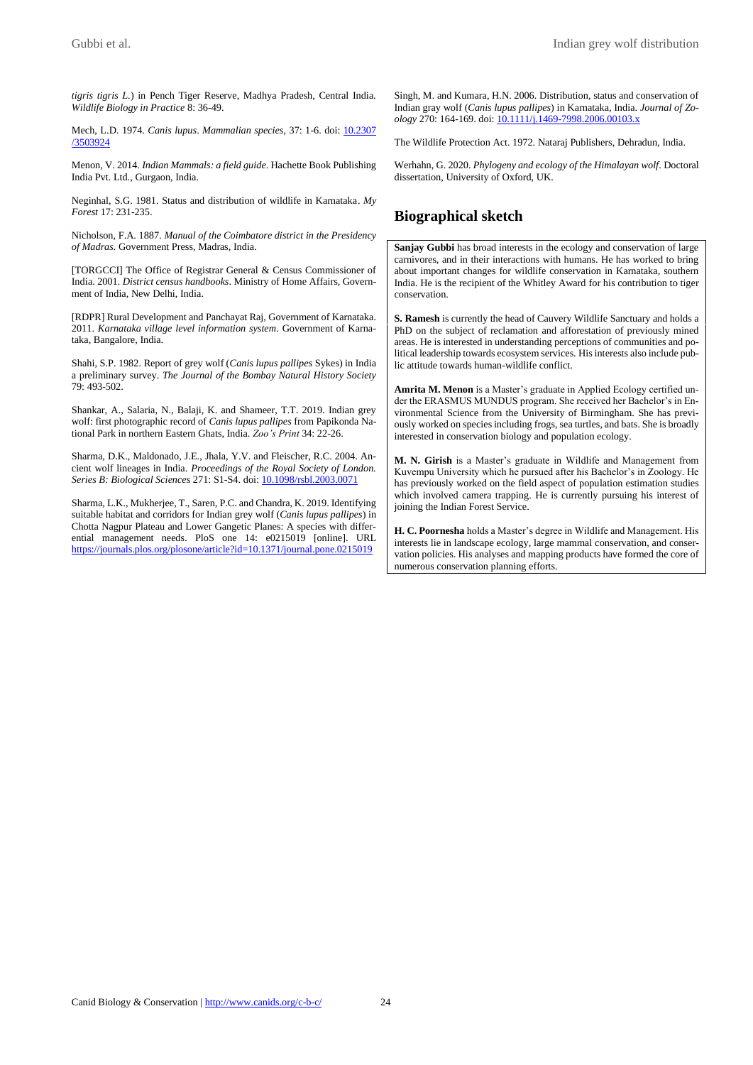*tigris tigris L.*) in Pench Tiger Reserve, Madhya Pradesh, Central India. *Wildlife Biology in Practice* 8: 36-49.

Mech, L.D. 1974. *Canis lupus*. *Mammalian species*, 37: 1-6. doi: 10.2307/3503924

Menon, V. 2014. *Indian Mammals: a field guide*. Hachette Book Publishing India Pvt. Ltd., Gurgaon, India.

Neginhal, S.G. 1981. Status and distribution of wildlife in Karnataka. *My Forest* 17: 231-235.

Nicholson, F.A. 1887. *Manual of the Coimbatore district in the Presidency of Madras*. Government Press, Madras, India.

[TORGCCI] The Office of Registrar General & Census Commissioner of India. 2001. *District census handbooks*. Ministry of Home Affairs, Government of India, New Delhi, India.

[RDPR] Rural Development and Panchayat Raj, Government of Karnataka. 2011. *Karnataka village level information system*. Government of Karnataka, Bangalore, India.

Shahi, S.P. 1982. Report of grey wolf (*Canis lupus pallipes* Sykes) in India a preliminary survey. *The Journal of the Bombay Natural History Society* 79: 493-502.

Shankar, A., Salaria, N., Balaji, K. and Shameer, T.T. 2019. Indian grey wolf: first photographic record of *Canis lupus pallipes* from Papikonda National Park in northern Eastern Ghats, India. *Zoo's Print* 34: 22-26.

Sharma, D.K., Maldonado, J.E., Jhala, Y.V. and Fleischer, R.C. 2004. Ancient wolf lineages in India. *Proceedings of the Royal Society of London. Series B: Biological Sciences* 271: S1-S4. doi: 10.1098/rsbl.2003.0071

Sharma, L.K., Mukherjee, T., Saren, P.C. and Chandra, K. 2019. Identifying suitable habitat and corridors for Indian grey wolf (*Canis lupus pallipes*) in Chotta Nagpur Plateau and Lower Gangetic Planes: A species with differential management needs. PloS one 14: e0215019 [online]. URL https://journals.plos.org/plosone/article?id=10.1371/journal.pone.0215019

Singh, M. and Kumara, H.N. 2006. Distribution, status and conservation of Indian gray wolf (*Canis lupus pallipes*) in Karnataka, India. *Journal of Zoology* 270: 164-169. doi: 10.1111/j.1469-7998.2006.00103.x

The Wildlife Protection Act. 1972. Nataraj Publishers, Dehradun, India.

Werhahn, G. 2020. *Phylogeny and ecology of the Himalayan wolf*. Doctoral dissertation, University of Oxford, UK.

## Biographical sketch

**Sanjay Gubbi** has broad interests in the ecology and conservation of large carnivores, and in their interactions with humans. He has worked to bring about important changes for wildlife conservation in Karnataka, southern India. He is the recipient of the Whitley Award for his contribution to tiger conservation.

**S. Ramesh** is currently the head of Cauvery Wildlife Sanctuary and holds a PhD on the subject of reclamation and afforestation of previously mined areas. He is interested in understanding perceptions of communities and political leadership towards ecosystem services. His interests also include public attitude towards human-wildlife conflict.

**Amrita M. Menon** is a Master's graduate in Applied Ecology certified under the ERASMUS MUNDUS program. She received her Bachelor's in Environmental Science from the University of Birmingham. She has previously worked on species including frogs, sea turtles, and bats. She is broadly interested in conservation biology and population ecology.

**M. N. Girish** is a Master's graduate in Wildlife and Management from Kuvempu University which he pursued after his Bachelor's in Zoology. He has previously worked on the field aspect of population estimation studies which involved camera trapping. He is currently pursuing his interest of joining the Indian Forest Service.

**H. C. Poornesha** holds a Master's degree in Wildlife and Management. His interests lie in landscape ecology, large mammal conservation, and conservation policies. His analyses and mapping products have formed the core of numerous conservation planning efforts.